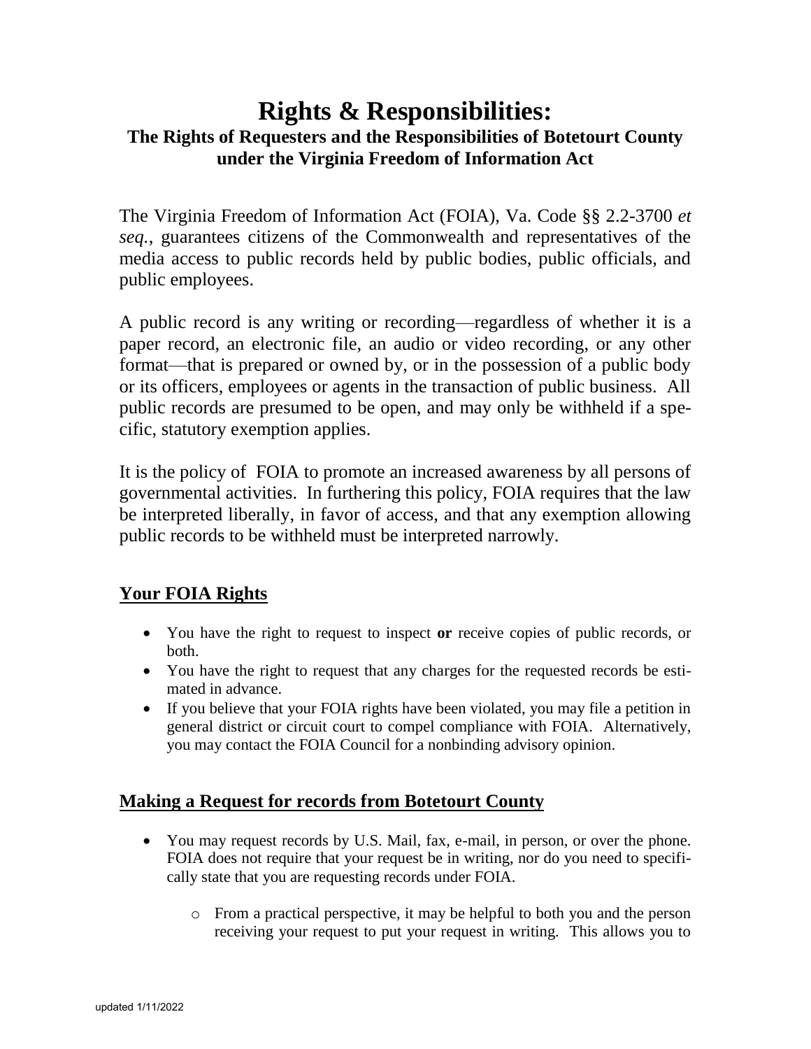# Rights & Responsibilities:

## The Rights of Requesters and the Responsibilities of Botetourt County under the Virginia Freedom of Information Act

The Virginia Freedom of Information Act (FOIA), Va. Code §§ 2.2-3700 *et seq.*, guarantees citizens of the Commonwealth and representatives of the media access to public records held by public bodies, public officials, and public employees.

A public record is any writing or recording—regardless of whether it is a paper record, an electronic file, an audio or video recording, or any other format—that is prepared or owned by, or in the possession of a public body or its officers, employees or agents in the transaction of public business. All public records are presumed to be open, and may only be withheld if a specific, statutory exemption applies.

It is the policy of FOIA to promote an increased awareness by all persons of governmental activities. In furthering this policy, FOIA requires that the law be interpreted liberally, in favor of access, and that any exemption allowing public records to be withheld must be interpreted narrowly.

### Your FOIA Rights

- You have the right to request to inspect **or** receive copies of public records, or both.
- You have the right to request that any charges for the requested records be estimated in advance.
- If you believe that your FOIA rights have been violated, you may file a petition in general district or circuit court to compel compliance with FOIA. Alternatively, you may contact the FOIA Council for a nonbinding advisory opinion.

### Making a Request for records from Botetourt County

- You may request records by U.S. Mail, fax, e-mail, in person, or over the phone. FOIA does not require that your request be in writing, nor do you need to specifically state that you are requesting records under FOIA.
    - From a practical perspective, it may be helpful to both you and the person receiving your request to put your request in writing. This allows you to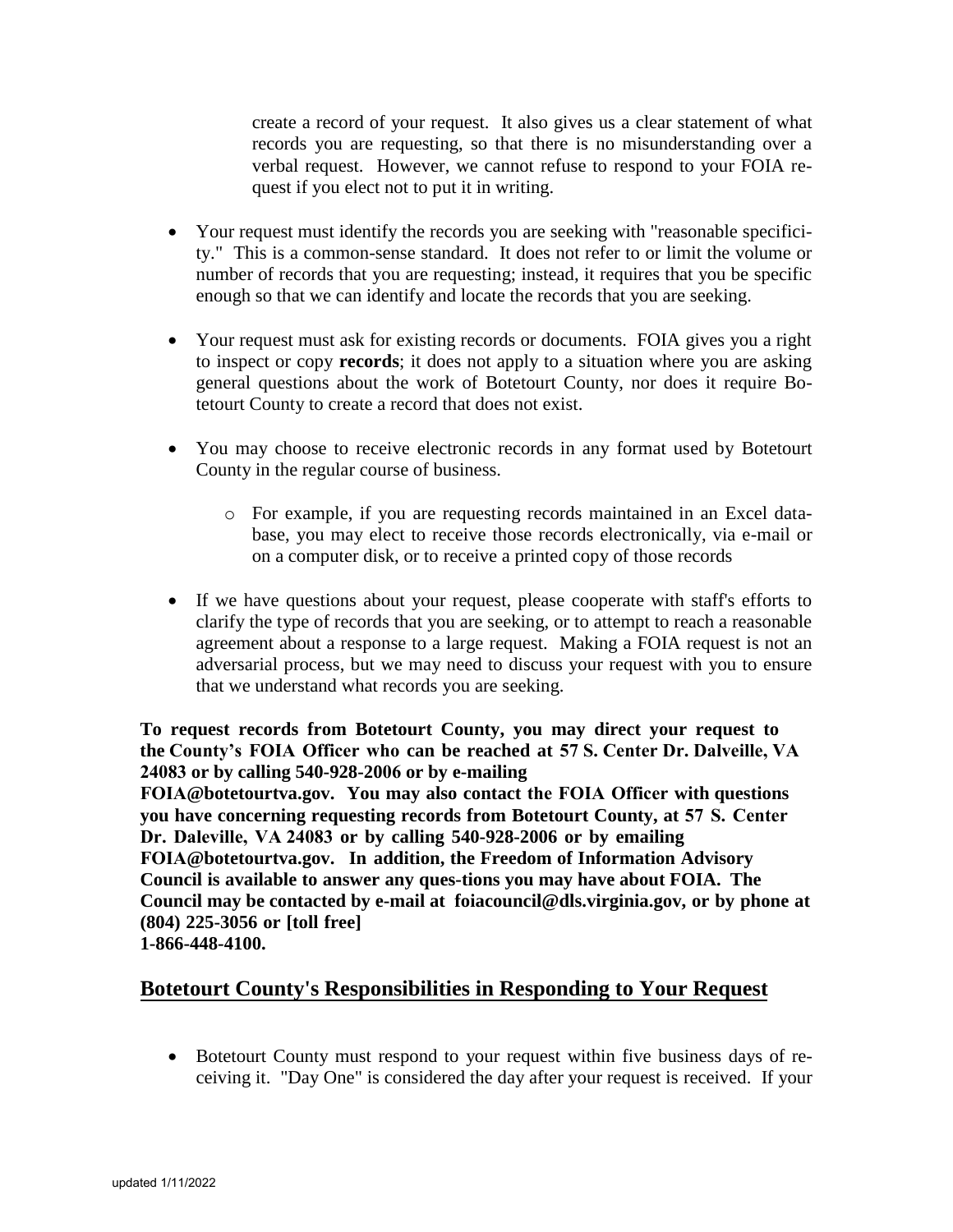create a record of your request. It also gives us a clear statement of what records you are requesting, so that there is no misunderstanding over a verbal request. However, we cannot refuse to respond to your FOIA request if you elect not to put it in writing.

- Your request must identify the records you are seeking with "reasonable specificity." This is a common-sense standard. It does not refer to or limit the volume or number of records that you are requesting; instead, it requires that you be specific enough so that we can identify and locate the records that you are seeking.

- Your request must ask for existing records or documents. FOIA gives you a right to inspect or copy **records**; it does not apply to a situation where you are asking general questions about the work of Botetourt County, nor does it require Botetourt County to create a record that does not exist.

- You may choose to receive electronic records in any format used by Botetourt County in the regular course of business.
  - For example, if you are requesting records maintained in an Excel database, you may elect to receive those records electronically, via e-mail or on a computer disk, or to receive a printed copy of those records

- If we have questions about your request, please cooperate with staff's efforts to clarify the type of records that you are seeking, or to attempt to reach a reasonable agreement about a response to a large request. Making a FOIA request is not an adversarial process, but we may need to discuss your request with you to ensure that we understand what records you are seeking.

**To request records from Botetourt County, you may direct your request to the County's FOIA Officer who can be reached at 57 S. Center Dr. Dalveille, VA 24083 or by calling 540-928-2006 or by e-mailing FOIA@botetourtva.gov. You may also contact the FOIA Officer with questions you have concerning requesting records from Botetourt County, at 57 S. Center Dr. Daleville, VA 24083 or by calling 540-928-2006 or by emailing FOIA@botetourtva.gov. In addition, the Freedom of Information Advisory Council is available to answer any ques-tions you may have about FOIA. The Council may be contacted by e-mail at foiacouncil@dls.virginia.gov, or by phone at (804) 225-3056 or [toll free] 1-866-448-4100.**

## Botetourt County's Responsibilities in Responding to Your Request

- Botetourt County must respond to your request within five business days of receiving it. "Day One" is considered the day after your request is received. If your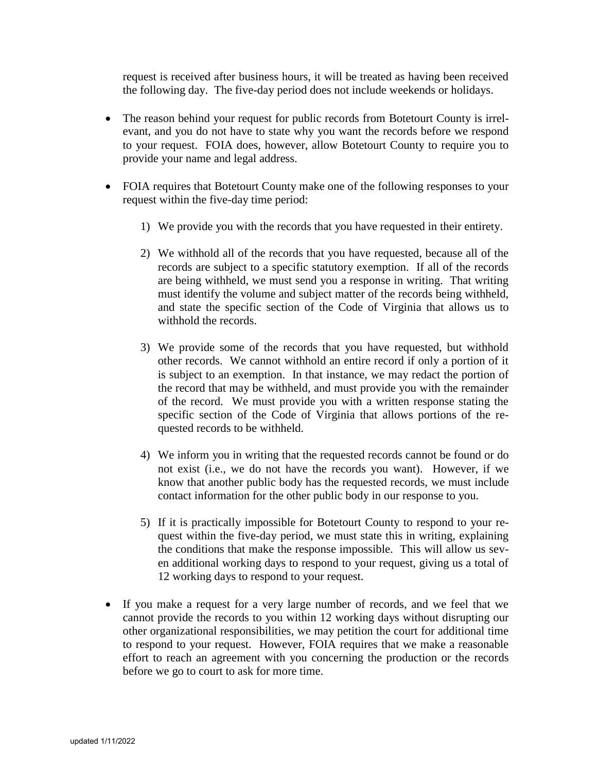request is received after business hours, it will be treated as having been received the following day. The five-day period does not include weekends or holidays.

- The reason behind your request for public records from Botetourt County is irrelevant, and you do not have to state why you want the records before we respond to your request. FOIA does, however, allow Botetourt County to require you to provide your name and legal address.

- FOIA requires that Botetourt County make one of the following responses to your request within the five-day time period:

  1) We provide you with the records that you have requested in their entirety.

  2) We withhold all of the records that you have requested, because all of the records are subject to a specific statutory exemption. If all of the records are being withheld, we must send you a response in writing. That writing must identify the volume and subject matter of the records being withheld, and state the specific section of the Code of Virginia that allows us to withhold the records.

  3) We provide some of the records that you have requested, but withhold other records. We cannot withhold an entire record if only a portion of it is subject to an exemption. In that instance, we may redact the portion of the record that may be withheld, and must provide you with the remainder of the record. We must provide you with a written response stating the specific section of the Code of Virginia that allows portions of the requested records to be withheld.

  4) We inform you in writing that the requested records cannot be found or do not exist (i.e., we do not have the records you want). However, if we know that another public body has the requested records, we must include contact information for the other public body in our response to you.

  5) If it is practically impossible for Botetourt County to respond to your request within the five-day period, we must state this in writing, explaining the conditions that make the response impossible. This will allow us seven additional working days to respond to your request, giving us a total of 12 working days to respond to your request.

- If you make a request for a very large number of records, and we feel that we cannot provide the records to you within 12 working days without disrupting our other organizational responsibilities, we may petition the court for additional time to respond to your request. However, FOIA requires that we make a reasonable effort to reach an agreement with you concerning the production or the records before we go to court to ask for more time.

updated 1/11/2022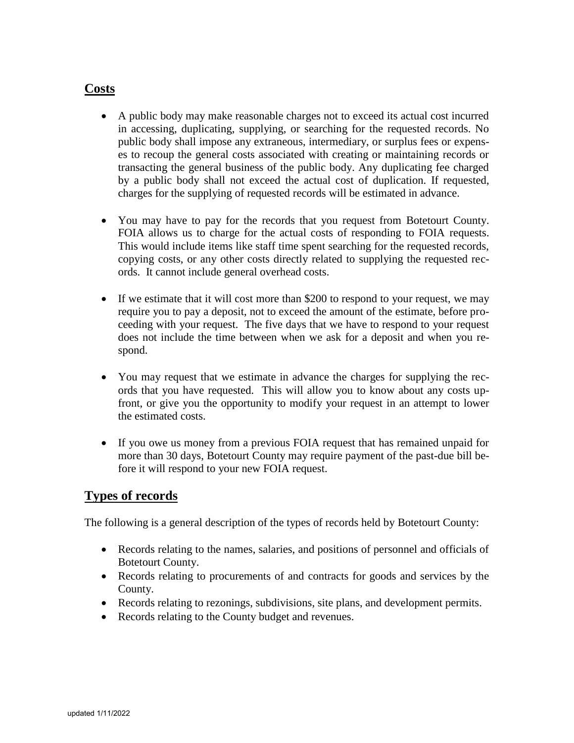## Costs

- A public body may make reasonable charges not to exceed its actual cost incurred in accessing, duplicating, supplying, or searching for the requested records. No public body shall impose any extraneous, intermediary, or surplus fees or expenses to recoup the general costs associated with creating or maintaining records or transacting the general business of the public body. Any duplicating fee charged by a public body shall not exceed the actual cost of duplication. If requested, charges for the supplying of requested records will be estimated in advance.

- You may have to pay for the records that you request from Botetourt County. FOIA allows us to charge for the actual costs of responding to FOIA requests. This would include items like staff time spent searching for the requested records, copying costs, or any other costs directly related to supplying the requested records. It cannot include general overhead costs.

- If we estimate that it will cost more than $200 to respond to your request, we may require you to pay a deposit, not to exceed the amount of the estimate, before proceeding with your request. The five days that we have to respond to your request does not include the time between when we ask for a deposit and when you respond.

- You may request that we estimate in advance the charges for supplying the records that you have requested. This will allow you to know about any costs upfront, or give you the opportunity to modify your request in an attempt to lower the estimated costs.

- If you owe us money from a previous FOIA request that has remained unpaid for more than 30 days, Botetourt County may require payment of the past-due bill before it will respond to your new FOIA request.

## Types of records

The following is a general description of the types of records held by Botetourt County:

- Records relating to the names, salaries, and positions of personnel and officials of Botetourt County.
- Records relating to procurements of and contracts for goods and services by the County.
- Records relating to rezonings, subdivisions, site plans, and development permits.
- Records relating to the County budget and revenues.

updated 1/11/2022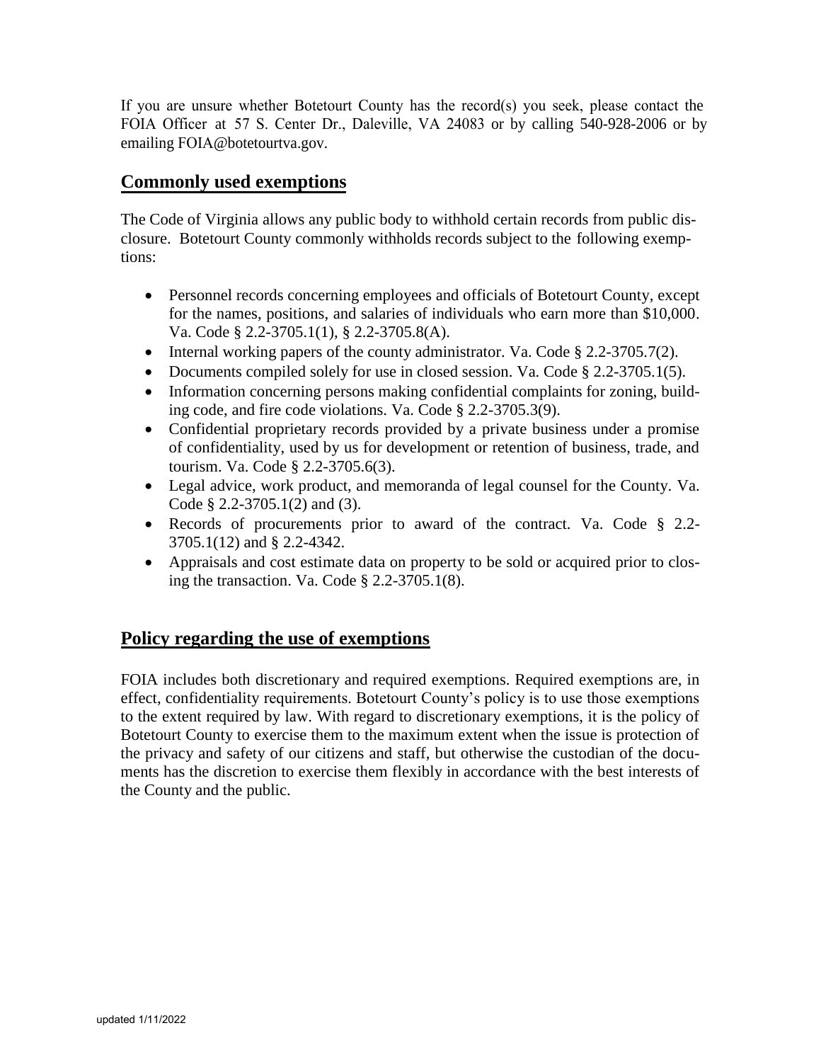If you are unsure whether Botetourt County has the record(s) you seek, please contact the FOIA Officer at 57 S. Center Dr., Daleville, VA 24083 or by calling 540-928-2006 or by emailing FOIA@botetourtva.gov.

## Commonly used exemptions

The Code of Virginia allows any public body to withhold certain records from public disclosure. Botetourt County commonly withholds records subject to the following exemptions:

- Personnel records concerning employees and officials of Botetourt County, except for the names, positions, and salaries of individuals who earn more than $10,000. Va. Code § 2.2-3705.1(1), § 2.2-3705.8(A).
- Internal working papers of the county administrator. Va. Code § 2.2-3705.7(2).
- Documents compiled solely for use in closed session. Va. Code § 2.2-3705.1(5).
- Information concerning persons making confidential complaints for zoning, building code, and fire code violations. Va. Code § 2.2-3705.3(9).
- Confidential proprietary records provided by a private business under a promise of confidentiality, used by us for development or retention of business, trade, and tourism. Va. Code § 2.2-3705.6(3).
- Legal advice, work product, and memoranda of legal counsel for the County. Va. Code § 2.2-3705.1(2) and (3).
- Records of procurements prior to award of the contract. Va. Code § 2.2-3705.1(12) and § 2.2-4342.
- Appraisals and cost estimate data on property to be sold or acquired prior to closing the transaction. Va. Code § 2.2-3705.1(8).

## Policy regarding the use of exemptions

FOIA includes both discretionary and required exemptions. Required exemptions are, in effect, confidentiality requirements. Botetourt County's policy is to use those exemptions to the extent required by law. With regard to discretionary exemptions, it is the policy of Botetourt County to exercise them to the maximum extent when the issue is protection of the privacy and safety of our citizens and staff, but otherwise the custodian of the documents has the discretion to exercise them flexibly in accordance with the best interests of the County and the public.

updated 1/11/2022